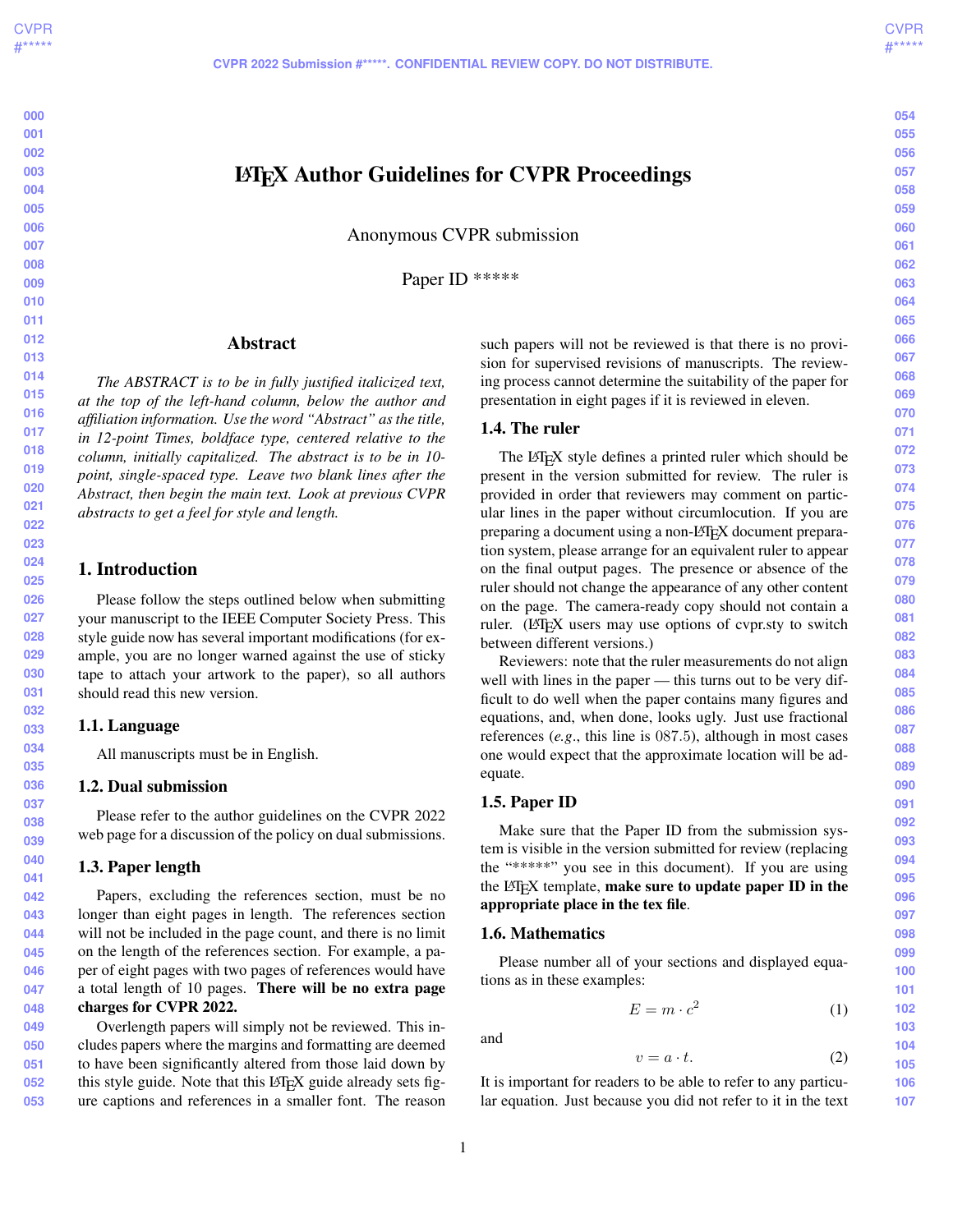# LaTeX Author Guidelines for CVPR Proceedings

Anonymous CVPR submission

Paper ID *****

## Abstract

*The ABSTRACT is to be in fully justified italicized text, at the top of the left-hand column, below the author and affiliation information. Use the word "Abstract" as the title, in 12-point Times, boldface type, centered relative to the column, initially capitalized. The abstract is to be in 10-point, single-spaced type. Leave two blank lines after the Abstract, then begin the main text. Look at previous CVPR abstracts to get a feel for style and length.*

## 1. Introduction

Please follow the steps outlined below when submitting your manuscript to the IEEE Computer Society Press. This style guide now has several important modifications (for example, you are no longer warned against the use of sticky tape to attach your artwork to the paper), so all authors should read this new version.

### 1.1. Language

All manuscripts must be in English.

### 1.2. Dual submission

Please refer to the author guidelines on the CVPR 2022 web page for a discussion of the policy on dual submissions.

### 1.3. Paper length

Papers, excluding the references section, must be no longer than eight pages in length. The references section will not be included in the page count, and there is no limit on the length of the references section. For example, a paper of eight pages with two pages of references would have a total length of 10 pages. **There will be no extra page charges for CVPR 2022.**

Overlength papers will simply not be reviewed. This includes papers where the margins and formatting are deemed to have been significantly altered from those laid down by this style guide. Note that this LaTeX guide already sets figure captions and references in a smaller font. The reason such papers will not be reviewed is that there is no provision for supervised revisions of manuscripts. The reviewing process cannot determine the suitability of the paper for presentation in eight pages if it is reviewed in eleven.

### 1.4. The ruler

The LaTeX style defines a printed ruler which should be present in the version submitted for review. The ruler is provided in order that reviewers may comment on particular lines in the paper without circumlocution. If you are preparing a document using a non-LaTeX document preparation system, please arrange for an equivalent ruler to appear on the final output pages. The presence or absence of the ruler should not change the appearance of any other content on the page. The camera-ready copy should not contain a ruler. (LaTeX users may use options of cvpr.sty to switch between different versions.)

Reviewers: note that the ruler measurements do not align well with lines in the paper — this turns out to be very difficult to do well when the paper contains many figures and equations, and, when done, looks ugly. Just use fractional references (*e.g.*, this line is 087.5), although in most cases one would expect that the approximate location will be adequate.

### 1.5. Paper ID

Make sure that the Paper ID from the submission system is visible in the version submitted for review (replacing the "*****" you see in this document). If you are using the LaTeX template, **make sure to update paper ID in the appropriate place in the tex file**.

### 1.6. Mathematics

Please number all of your sections and displayed equations as in these examples:

$$E = m \cdot c^2 \tag{1}$$

and

$$v = a \cdot t. \tag{2}$$

It is important for readers to be able to refer to any particular equation. Just because you did not refer to it in the text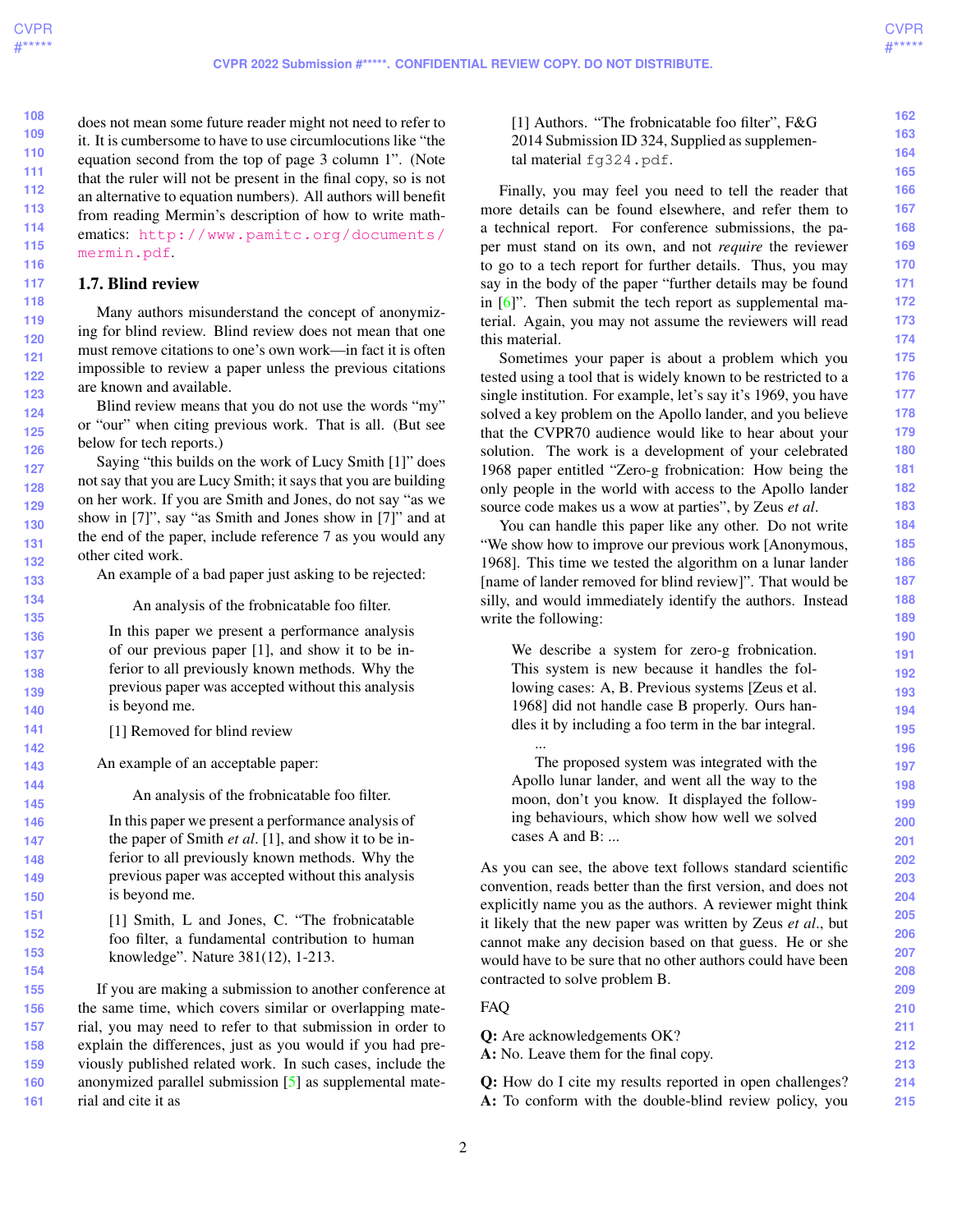does not mean some future reader might not need to refer to it. It is cumbersome to have to use circumlocutions like "the equation second from the top of page 3 column 1". (Note that the ruler will not be present in the final copy, so is not an alternative to equation numbers). All authors will benefit from reading Mermin's description of how to write mathematics: `http://www.pamitc.org/documents/mermin.pdf`.

### 1.7. Blind review

Many authors misunderstand the concept of anonymizing for blind review. Blind review does not mean that one must remove citations to one's own work—in fact it is often impossible to review a paper unless the previous citations are known and available.

Blind review means that you do not use the words "my" or "our" when citing previous work. That is all. (But see below for tech reports.)

Saying "this builds on the work of Lucy Smith [1]" does not say that you are Lucy Smith; it says that you are building on her work. If you are Smith and Jones, do not say "as we show in [7]", say "as Smith and Jones show in [7]" and at the end of the paper, include reference 7 as you would any other cited work.

An example of a bad paper just asking to be rejected:

> An analysis of the frobnicatable foo filter.
>
> In this paper we present a performance analysis of our previous paper [1], and show it to be inferior to all previously known methods. Why the previous paper was accepted without this analysis is beyond me.
>
> [1] Removed for blind review

An example of an acceptable paper:

> An analysis of the frobnicatable foo filter.
>
> In this paper we present a performance analysis of the paper of Smith *et al*. [1], and show it to be inferior to all previously known methods. Why the previous paper was accepted without this analysis is beyond me.
>
> [1] Smith, L and Jones, C. "The frobnicatable foo filter, a fundamental contribution to human knowledge". Nature 381(12), 1-213.

If you are making a submission to another conference at the same time, which covers similar or overlapping material, you may need to refer to that submission in order to explain the differences, just as you would if you had previously published related work. In such cases, include the anonymized parallel submission [5] as supplemental material and cite it as

> [1] Authors. "The frobnicatable foo filter", F&G 2014 Submission ID 324, Supplied as supplemental material `fg324.pdf`.

Finally, you may feel you need to tell the reader that more details can be found elsewhere, and refer them to a technical report. For conference submissions, the paper must stand on its own, and not *require* the reviewer to go to a tech report for further details. Thus, you may say in the body of the paper "further details may be found in [6]". Then submit the tech report as supplemental material. Again, you may not assume the reviewers will read this material.

Sometimes your paper is about a problem which you tested using a tool that is widely known to be restricted to a single institution. For example, let's say it's 1969, you have solved a key problem on the Apollo lander, and you believe that the CVPR70 audience would like to hear about your solution. The work is a development of your celebrated 1968 paper entitled "Zero-g frobnication: How being the only people in the world with access to the Apollo lander source code makes us a wow at parties", by Zeus *et al*.

You can handle this paper like any other. Do not write "We show how to improve our previous work [Anonymous, 1968]. This time we tested the algorithm on a lunar lander [name of lander removed for blind review]". That would be silly, and would immediately identify the authors. Instead write the following:

> We describe a system for zero-g frobnication. This system is new because it handles the following cases: A, B. Previous systems [Zeus et al. 1968] did not handle case B properly. Ours handles it by including a foo term in the bar integral.
>
> ...
>
> The proposed system was integrated with the Apollo lunar lander, and went all the way to the moon, don't you know. It displayed the following behaviours, which show how well we solved cases A and B: ...

As you can see, the above text follows standard scientific convention, reads better than the first version, and does not explicitly name you as the authors. A reviewer might think it likely that the new paper was written by Zeus *et al*., but cannot make any decision based on that guess. He or she would have to be sure that no other authors could have been contracted to solve problem B.

FAQ

**Q:** Are acknowledgements OK?
**A:** No. Leave them for the final copy.

**Q:** How do I cite my results reported in open challenges?
**A:** To conform with the double-blind review policy, you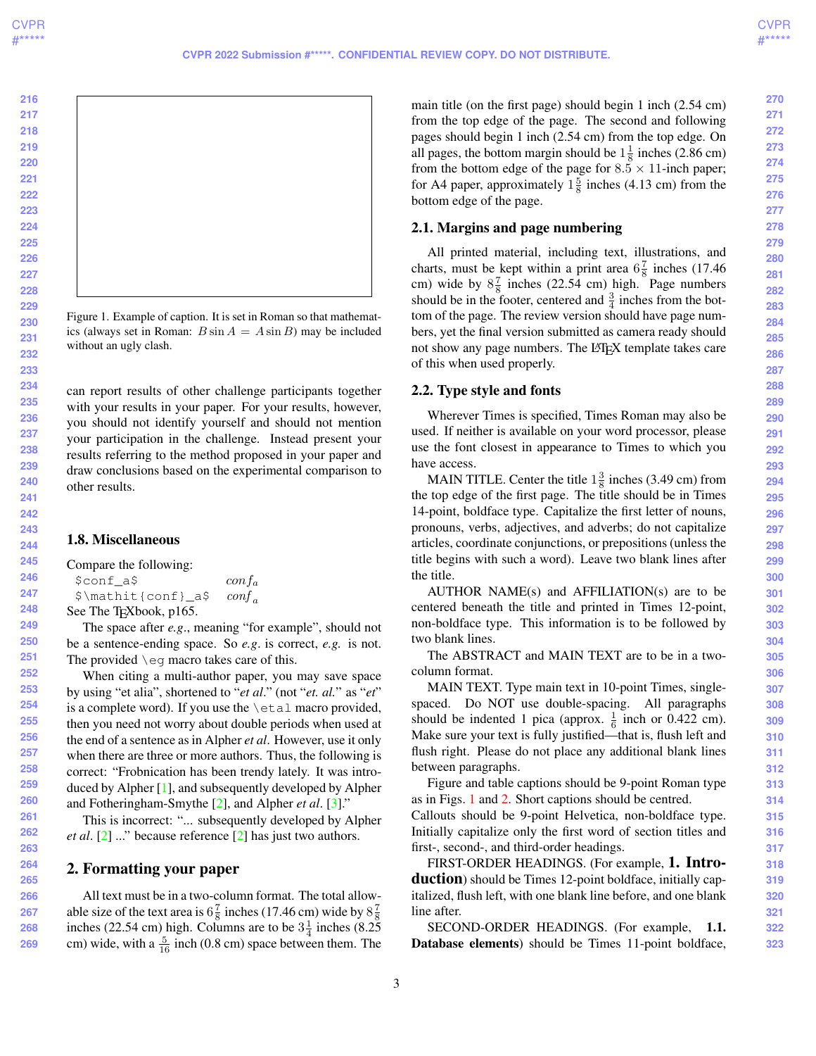Figure 1. Example of caption. It is set in Roman so that mathematics (always set in Roman: $B \sin A = A \sin B$) may be included without an ugly clash.

can report results of other challenge participants together with your results in your paper. For your results, however, you should not identify yourself and should not mention your participation in the challenge. Instead present your results referring to the method proposed in your paper and draw conclusions based on the experimental comparison to other results.

### 1.8. Miscellaneous

Compare the following:

| | |
|---|---|
| `$conf_a$` | $conf_a$ |
| `$\mathit{conf}_a$` | $\mathit{conf}_a$ |

See The TEXbook, p165.

The space after *e.g.*, meaning "for example", should not be a sentence-ending space. So *e.g.* is correct, *e.g.* is not. The provided `\eg` macro takes care of this.

When citing a multi-author paper, you may save space by using "et alia", shortened to "*et al.*" (not "*et. al.*" as "*et*" is a complete word). If you use the `\etal` macro provided, then you need not worry about double periods when used at the end of a sentence as in Alpher *et al*. However, use it only when there are three or more authors. Thus, the following is correct: "Frobnication has been trendy lately. It was introduced by Alpher [1], and subsequently developed by Alpher and Fotheringham-Smythe [2], and Alpher *et al*. [3]."

This is incorrect: "... subsequently developed by Alpher *et al*. [2] ..." because reference [2] has just two authors.

## 2. Formatting your paper

All text must be in a two-column format. The total allowable size of the text area is $6\frac{7}{8}$ inches (17.46 cm) wide by $8\frac{7}{8}$ inches (22.54 cm) high. Columns are to be $3\frac{1}{4}$ inches (8.25 cm) wide, with a $\frac{5}{16}$ inch (0.8 cm) space between them. The main title (on the first page) should begin 1 inch (2.54 cm) from the top edge of the page. The second and following pages should begin 1 inch (2.54 cm) from the top edge. On all pages, the bottom margin should be $1\frac{1}{8}$ inches (2.86 cm) from the bottom edge of the page for $8.5 \times 11$-inch paper; for A4 paper, approximately $1\frac{5}{8}$ inches (4.13 cm) from the bottom edge of the page.

### 2.1. Margins and page numbering

All printed material, including text, illustrations, and charts, must be kept within a print area $6\frac{7}{8}$ inches (17.46 cm) wide by $8\frac{7}{8}$ inches (22.54 cm) high. Page numbers should be in the footer, centered and $\frac{3}{4}$ inches from the bottom of the page. The review version should have page numbers, yet the final version submitted as camera ready should not show any page numbers. The LaTeX template takes care of this when used properly.

### 2.2. Type style and fonts

Wherever Times is specified, Times Roman may also be used. If neither is available on your word processor, please use the font closest in appearance to Times to which you have access.

MAIN TITLE. Center the title $1\frac{3}{8}$ inches (3.49 cm) from the top edge of the first page. The title should be in Times 14-point, boldface type. Capitalize the first letter of nouns, pronouns, verbs, adjectives, and adverbs; do not capitalize articles, coordinate conjunctions, or prepositions (unless the title begins with such a word). Leave two blank lines after the title.

AUTHOR NAME(s) and AFFILIATION(s) are to be centered beneath the title and printed in Times 12-point, non-boldface type. This information is to be followed by two blank lines.

The ABSTRACT and MAIN TEXT are to be in a two-column format.

MAIN TEXT. Type main text in 10-point Times, single-spaced. Do NOT use double-spacing. All paragraphs should be indented 1 pica (approx. $\frac{1}{6}$ inch or 0.422 cm). Make sure your text is fully justified—that is, flush left and flush right. Please do not place any additional blank lines between paragraphs.

Figure and table captions should be 9-point Roman type as in Figs. 1 and 2. Short captions should be centred.

Callouts should be 9-point Helvetica, non-boldface type. Initially capitalize only the first word of section titles and first-, second-, and third-order headings.

FIRST-ORDER HEADINGS. (For example, **1. Introduction**) should be Times 12-point boldface, initially capitalized, flush left, with one blank line before, and one blank line after.

SECOND-ORDER HEADINGS. (For example, **1.1. Database elements**) should be Times 11-point boldface,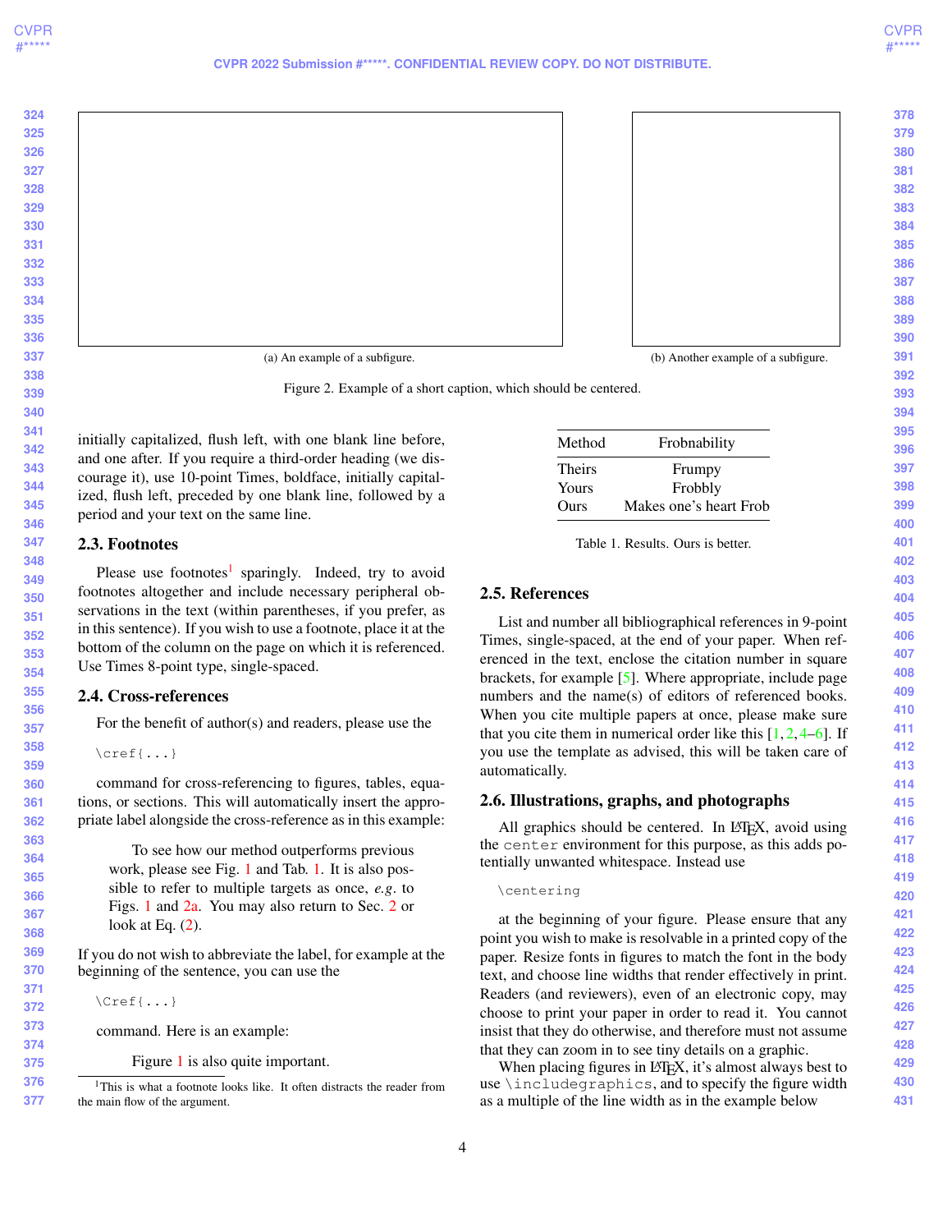(a) An example of a subfigure.

(b) Another example of a subfigure.

Figure 2. Example of a short caption, which should be centered.

initially capitalized, flush left, with one blank line before, and one after. If you require a third-order heading (we discourage it), use 10-point Times, boldface, initially capitalized, flush left, preceded by one blank line, followed by a period and your text on the same line.

### 2.3. Footnotes

Please use footnotes[1] sparingly. Indeed, try to avoid footnotes altogether and include necessary peripheral observations in the text (within parentheses, if you prefer, as in this sentence). If you wish to use a footnote, place it at the bottom of the column on the page on which it is referenced. Use Times 8-point type, single-spaced.

### 2.4. Cross-references

For the benefit of author(s) and readers, please use the

```
\cref{...}
```

command for cross-referencing to figures, tables, equations, or sections. This will automatically insert the appropriate label alongside the cross-reference as in this example:

> To see how our method outperforms previous work, please see Fig. 1 and Tab. 1. It is also possible to refer to multiple targets as once, *e.g*. to Figs. 1 and 2a. You may also return to Sec. 2 or look at Eq. (2).

If you do not wish to abbreviate the label, for example at the beginning of the sentence, you can use the

```
\Cref{...}
```

command. Here is an example:

> Figure 1 is also quite important.

[1]This is what a footnote looks like. It often distracts the reader from the main flow of the argument.

| Method | Frobnability |
|---|---|
| Theirs | Frumpy |
| Yours | Frobbly |
| Ours | Makes one's heart Frob |

Table 1. Results. Ours is better.

### 2.5. References

List and number all bibliographical references in 9-point Times, single-spaced, at the end of your paper. When referenced in the text, enclose the citation number in square brackets, for example [5]. Where appropriate, include page numbers and the name(s) of editors of referenced books. When you cite multiple papers at once, please make sure that you cite them in numerical order like this [1, 2, 4–6]. If you use the template as advised, this will be taken care of automatically.

### 2.6. Illustrations, graphs, and photographs

All graphics should be centered. In LaTeX, avoid using the `center` environment for this purpose, as this adds potentially unwanted whitespace. Instead use

```
\centering
```

at the beginning of your figure. Please ensure that any point you wish to make is resolvable in a printed copy of the paper. Resize fonts in figures to match the font in the body text, and choose line widths that render effectively in print. Readers (and reviewers), even of an electronic copy, may choose to print your paper in order to read it. You cannot insist that they do otherwise, and therefore must not assume that they can zoom in to see tiny details on a graphic.

When placing figures in LaTeX, it's almost always best to use `\includegraphics`, and to specify the figure width as a multiple of the line width as in the example below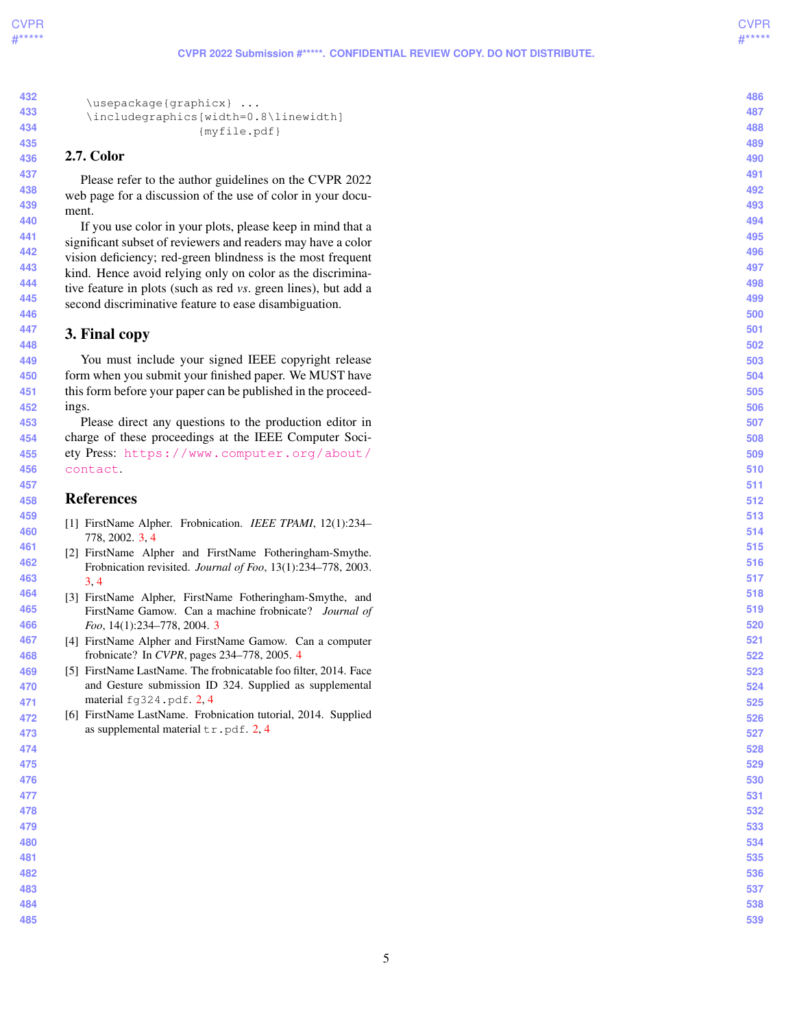```
\usepackage{graphicx} ...
\includegraphics[width=0.8\linewidth]
                {myfile.pdf}
```

### 2.7. Color

Please refer to the author guidelines on the CVPR 2022 web page for a discussion of the use of color in your document.

If you use color in your plots, please keep in mind that a significant subset of reviewers and readers may have a color vision deficiency; red-green blindness is the most frequent kind. Hence avoid relying only on color as the discriminative feature in plots (such as red *vs*. green lines), but add a second discriminative feature to ease disambiguation.

## 3. Final copy

You must include your signed IEEE copyright release form when you submit your finished paper. We MUST have this form before your paper can be published in the proceedings.

Please direct any questions to the production editor in charge of these proceedings at the IEEE Computer Society Press: https://www.computer.org/about/contact.

## References

[1] FirstName Alpher. Frobnication. *IEEE TPAMI*, 12(1):234–778, 2002. 3, 4

[2] FirstName Alpher and FirstName Fotheringham-Smythe. Frobnication revisited. *Journal of Foo*, 13(1):234–778, 2003. 3, 4

[3] FirstName Alpher, FirstName Fotheringham-Smythe, and FirstName Gamow. Can a machine frobnicate? *Journal of Foo*, 14(1):234–778, 2004. 3

[4] FirstName Alpher and FirstName Gamow. Can a computer frobnicate? In *CVPR*, pages 234–778, 2005. 4

[5] FirstName LastName. The frobnicatable foo filter, 2014. Face and Gesture submission ID 324. Supplied as supplemental material `fg324.pdf`. 2, 4

[6] FirstName LastName. Frobnication tutorial, 2014. Supplied as supplemental material `tr.pdf`. 2, 4